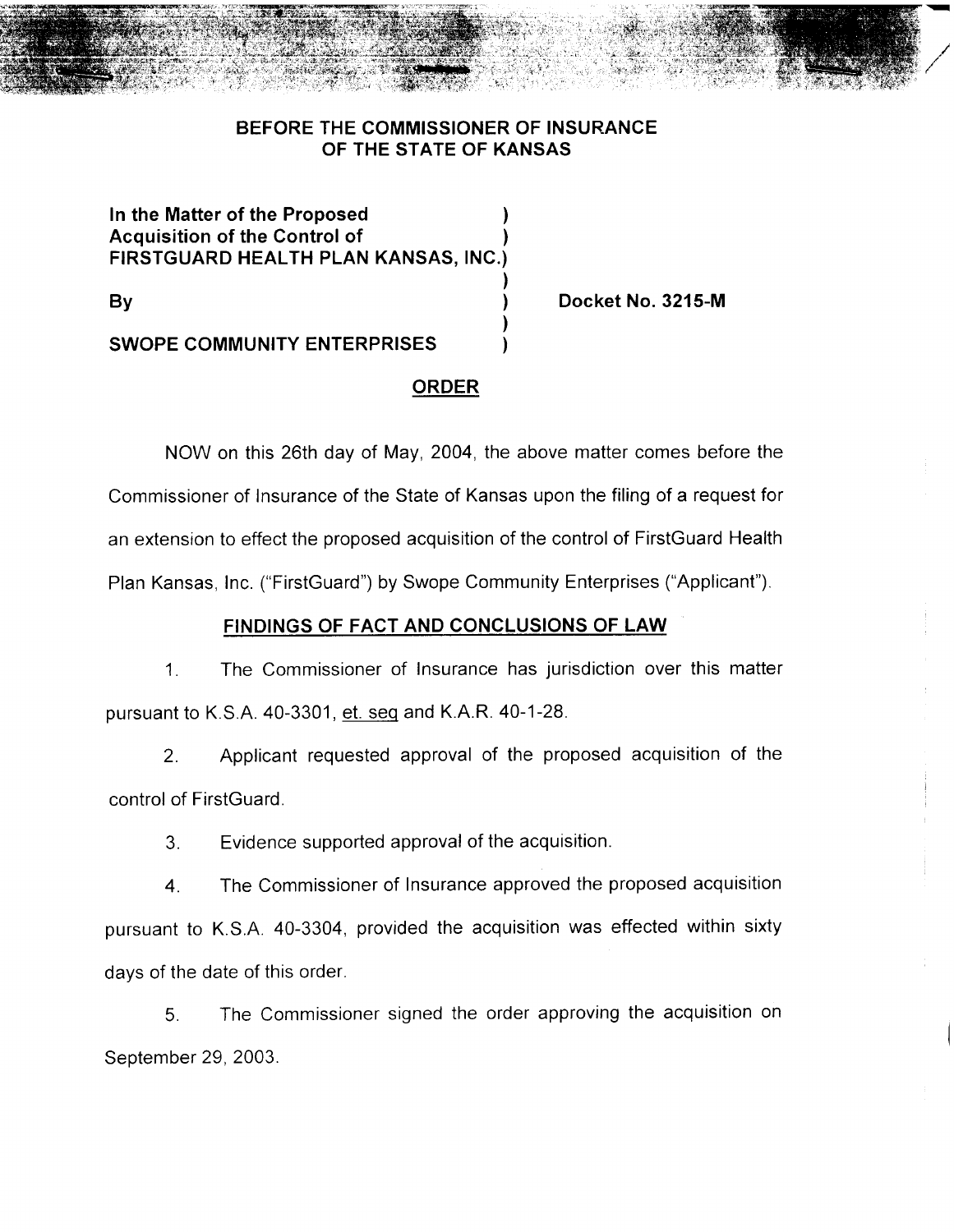**BEFORE THE COMMISSIONER OF INSURANCE**
**OF THE STATE OF KANSAS**

**In the Matter of the Proposed Acquisition of the Control of FIRSTGUARD HEALTH PLAN KANSAS, INC.**

**By**

**SWOPE COMMUNITY ENTERPRISES**

**Docket No. 3215-M**

## ORDER

NOW on this 26th day of May, 2004, the above matter comes before the Commissioner of Insurance of the State of Kansas upon the filing of a request for an extension to effect the proposed acquisition of the control of FirstGuard Health Plan Kansas, Inc. ("FirstGuard") by Swope Community Enterprises ("Applicant").

## FINDINGS OF FACT AND CONCLUSIONS OF LAW

1. The Commissioner of Insurance has jurisdiction over this matter pursuant to K.S.A. 40-3301, et. seq and K.A.R. 40-1-28.

2. Applicant requested approval of the proposed acquisition of the control of FirstGuard.

3. Evidence supported approval of the acquisition.

4. The Commissioner of Insurance approved the proposed acquisition pursuant to K.S.A. 40-3304, provided the acquisition was effected within sixty days of the date of this order.

5. The Commissioner signed the order approving the acquisition on September 29, 2003.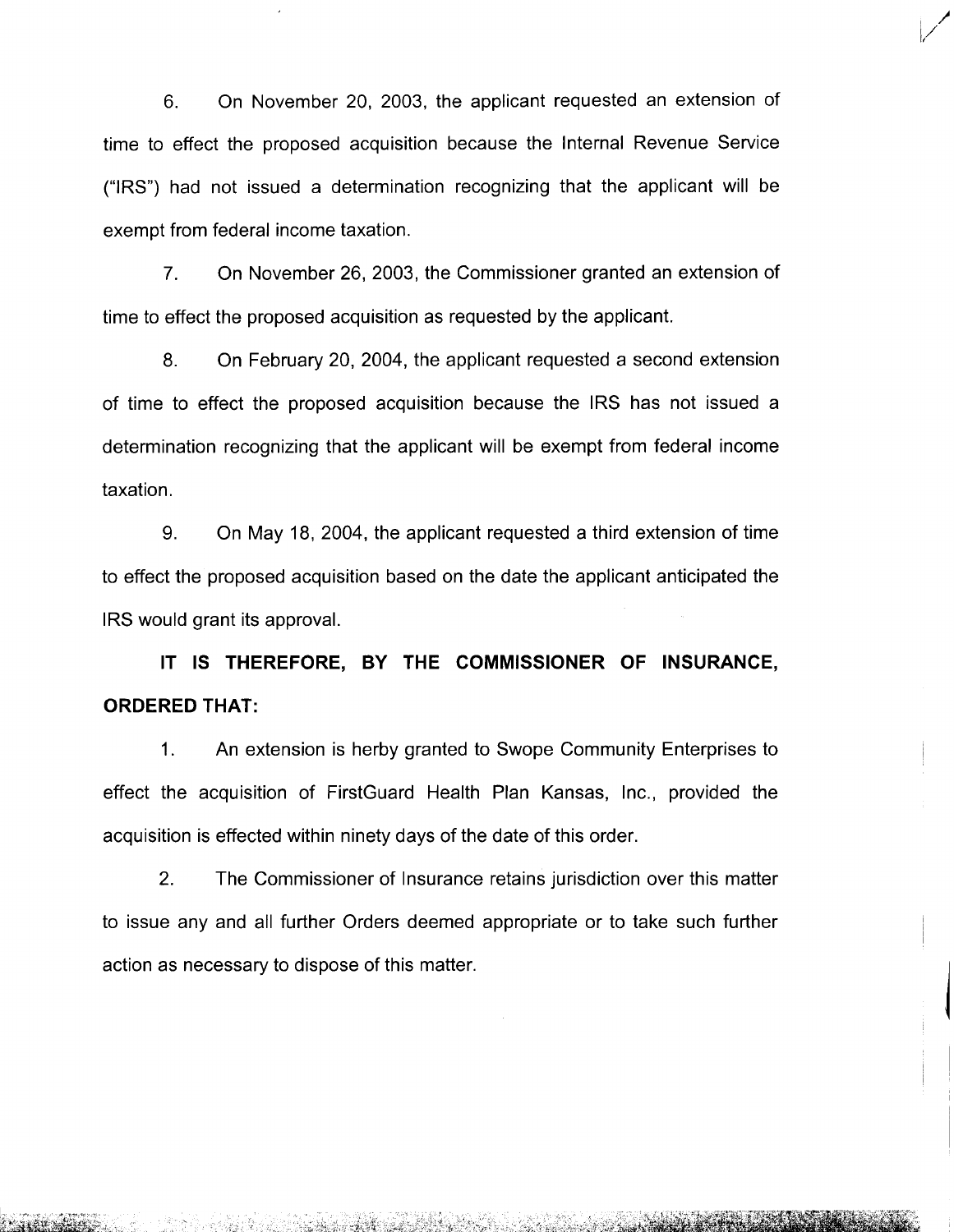6. On November 20, 2003, the applicant requested an extension of time to effect the proposed acquisition because the Internal Revenue Service ("IRS") had not issued a determination recognizing that the applicant will be exempt from federal income taxation.

7. On November 26, 2003, the Commissioner granted an extension of time to effect the proposed acquisition as requested by the applicant.

8. On February 20, 2004, the applicant requested a second extension of time to effect the proposed acquisition because the IRS has not issued a determination recognizing that the applicant will be exempt from federal income taxation.

9. On May 18, 2004, the applicant requested a third extension of time to effect the proposed acquisition based on the date the applicant anticipated the IRS would grant its approval.

**IT IS THEREFORE, BY THE COMMISSIONER OF INSURANCE, ORDERED THAT:**

1. An extension is herby granted to Swope Community Enterprises to effect the acquisition of FirstGuard Health Plan Kansas, Inc., provided the acquisition is effected within ninety days of the date of this order.

2. The Commissioner of Insurance retains jurisdiction over this matter to issue any and all further Orders deemed appropriate or to take such further action as necessary to dispose of this matter.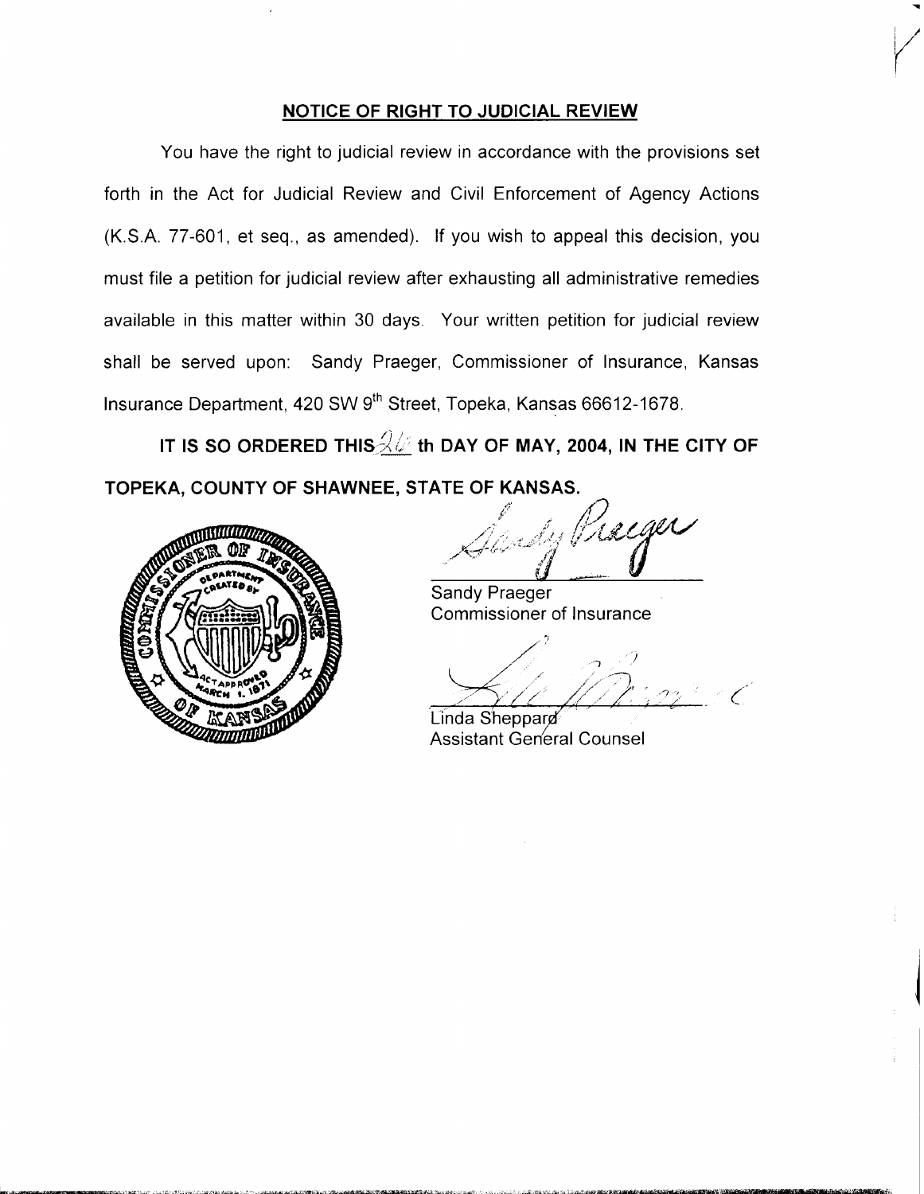## NOTICE OF RIGHT TO JUDICIAL REVIEW

You have the right to judicial review in accordance with the provisions set forth in the Act for Judicial Review and Civil Enforcement of Agency Actions (K.S.A. 77-601, et seq., as amended). If you wish to appeal this decision, you must file a petition for judicial review after exhausting all administrative remedies available in this matter within 30 days. Your written petition for judicial review shall be served upon: Sandy Praeger, Commissioner of Insurance, Kansas Insurance Department, 420 SW 9th Street, Topeka, Kansas 66612-1678.

**IT IS SO ORDERED THIS 26 th DAY OF MAY, 2004, IN THE CITY OF TOPEKA, COUNTY OF SHAWNEE, STATE OF KANSAS.**

Sandy Praeger
Commissioner of Insurance

Linda Sheppard
Assistant General Counsel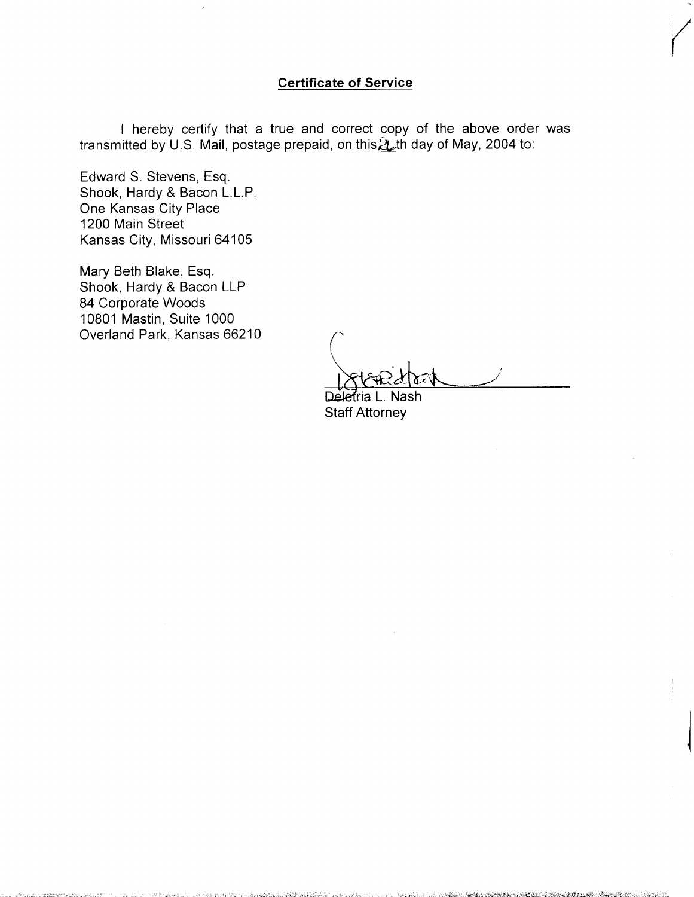**Certificate of Service**

I hereby certify that a true and correct copy of the above order was transmitted by U.S. Mail, postage prepaid, on this 21th day of May, 2004 to:

Edward S. Stevens, Esq.
Shook, Hardy & Bacon L.L.P.
One Kansas City Place
1200 Main Street
Kansas City, Missouri 64105

Mary Beth Blake, Esq.
Shook, Hardy & Bacon LLP
84 Corporate Woods
10801 Mastin, Suite 1000
Overland Park, Kansas 66210

Deletria L. Nash
Staff Attorney